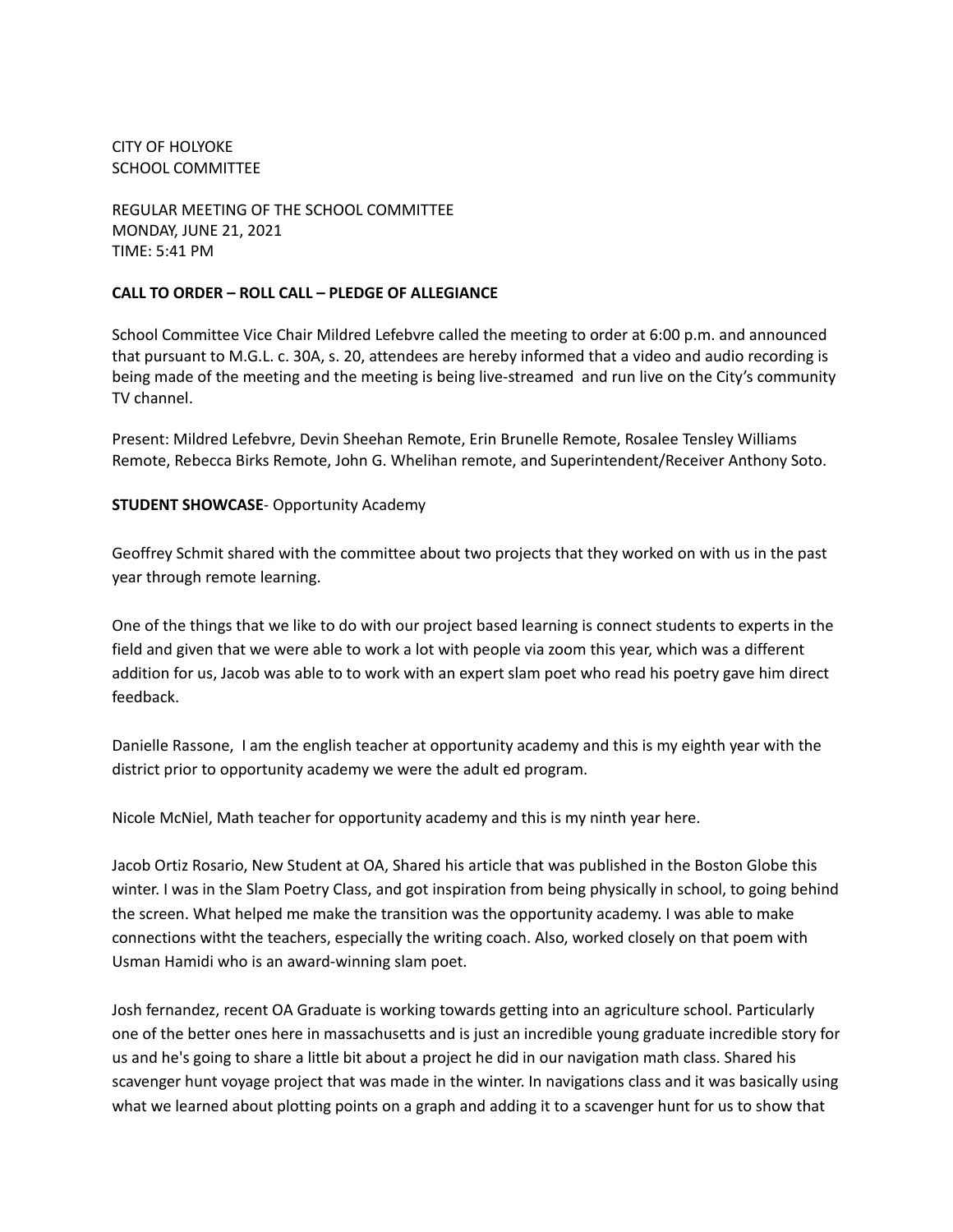CITY OF HOLYOKE
SCHOOL COMMITTEE

REGULAR MEETING OF THE SCHOOL COMMITTEE
MONDAY, JUNE 21, 2021
TIME: 5:41 PM

**CALL TO ORDER – ROLL CALL – PLEDGE OF ALLEGIANCE**

School Committee Vice Chair Mildred Lefebvre called the meeting to order at 6:00 p.m. and announced that pursuant to M.G.L. c. 30A, s. 20, attendees are hereby informed that a video and audio recording is being made of the meeting and the meeting is being live-streamed and run live on the City's community TV channel.

Present: Mildred Lefebvre, Devin Sheehan Remote, Erin Brunelle Remote, Rosalee Tensley Williams Remote, Rebecca Birks Remote, John G. Whelihan remote, and Superintendent/Receiver Anthony Soto.

**STUDENT SHOWCASE**- Opportunity Academy

Geoffrey Schmit shared with the committee about two projects that they worked on with us in the past year through remote learning.

One of the things that we like to do with our project based learning is connect students to experts in the field and given that we were able to work a lot with people via zoom this year, which was a different addition for us, Jacob was able to to work with an expert slam poet who read his poetry gave him direct feedback.

Danielle Rassone, I am the english teacher at opportunity academy and this is my eighth year with the district prior to opportunity academy we were the adult ed program.

Nicole McNiel, Math teacher for opportunity academy and this is my ninth year here.

Jacob Ortiz Rosario, New Student at OA, Shared his article that was published in the Boston Globe this winter. I was in the Slam Poetry Class, and got inspiration from being physically in school, to going behind the screen. What helped me make the transition was the opportunity academy. I was able to make connections witht the teachers, especially the writing coach. Also, worked closely on that poem with Usman Hamidi who is an award-winning slam poet.

Josh fernandez, recent OA Graduate is working towards getting into an agriculture school. Particularly one of the better ones here in massachusetts and is just an incredible young graduate incredible story for us and he's going to share a little bit about a project he did in our navigation math class. Shared his scavenger hunt voyage project that was made in the winter. In navigations class and it was basically using what we learned about plotting points on a graph and adding it to a scavenger hunt for us to show that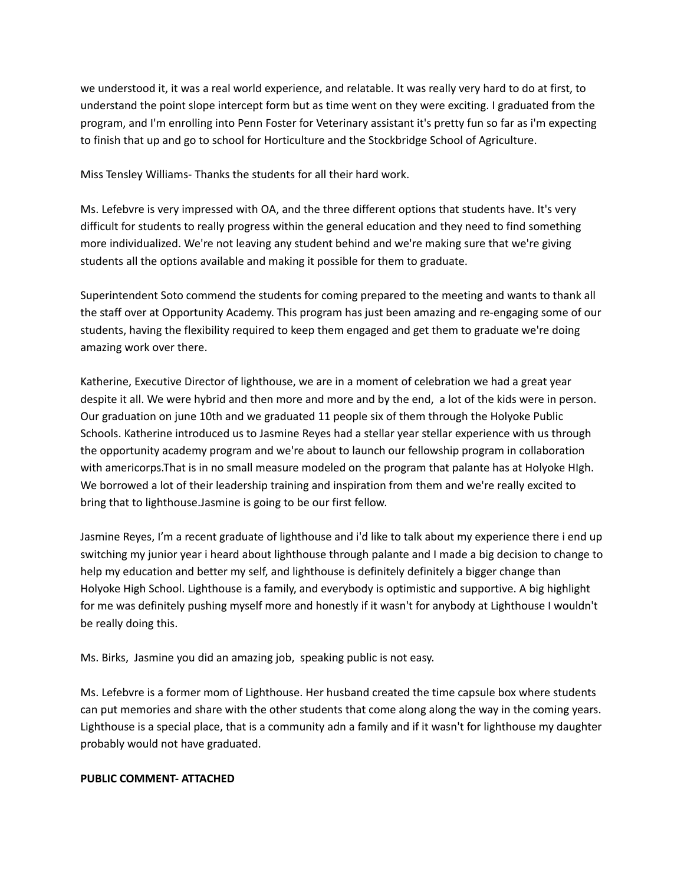we understood it, it was a real world experience, and relatable. It was really very hard to do at first, to understand the point slope intercept form but as time went on they were exciting. I graduated from the program, and I'm enrolling into Penn Foster for Veterinary assistant it's pretty fun so far as i'm expecting to finish that up and go to school for Horticulture and the Stockbridge School of Agriculture.

Miss Tensley Williams- Thanks the students for all their hard work.

Ms. Lefebvre is very impressed with OA, and the three different options that students have. It's very difficult for students to really progress within the general education and they need to find something more individualized. We're not leaving any student behind and we're making sure that we're giving students all the options available and making it possible for them to graduate.

Superintendent Soto commend the students for coming prepared to the meeting and wants to thank all the staff over at Opportunity Academy. This program has just been amazing and re-engaging some of our students, having the flexibility required to keep them engaged and get them to graduate we're doing amazing work over there.

Katherine, Executive Director of lighthouse, we are in a moment of celebration we had a great year despite it all. We were hybrid and then more and more and by the end,  a lot of the kids were in person. Our graduation on june 10th and we graduated 11 people six of them through the Holyoke Public Schools. Katherine introduced us to Jasmine Reyes had a stellar year stellar experience with us through the opportunity academy program and we're about to launch our fellowship program in collaboration with americorps.That is in no small measure modeled on the program that palante has at Holyoke HIgh. We borrowed a lot of their leadership training and inspiration from them and we're really excited to bring that to lighthouse.Jasmine is going to be our first fellow.

Jasmine Reyes, I'm a recent graduate of lighthouse and i'd like to talk about my experience there i end up switching my junior year i heard about lighthouse through palante and I made a big decision to change to help my education and better my self, and lighthouse is definitely definitely a bigger change than Holyoke High School. Lighthouse is a family, and everybody is optimistic and supportive. A big highlight for me was definitely pushing myself more and honestly if it wasn't for anybody at Lighthouse I wouldn't be really doing this.

Ms. Birks,  Jasmine you did an amazing job,  speaking public is not easy.

Ms. Lefebvre is a former mom of Lighthouse. Her husband created the time capsule box where students can put memories and share with the other students that come along along the way in the coming years. Lighthouse is a special place, that is a community adn a family and if it wasn't for lighthouse my daughter probably would not have graduated.

**PUBLIC COMMENT- ATTACHED**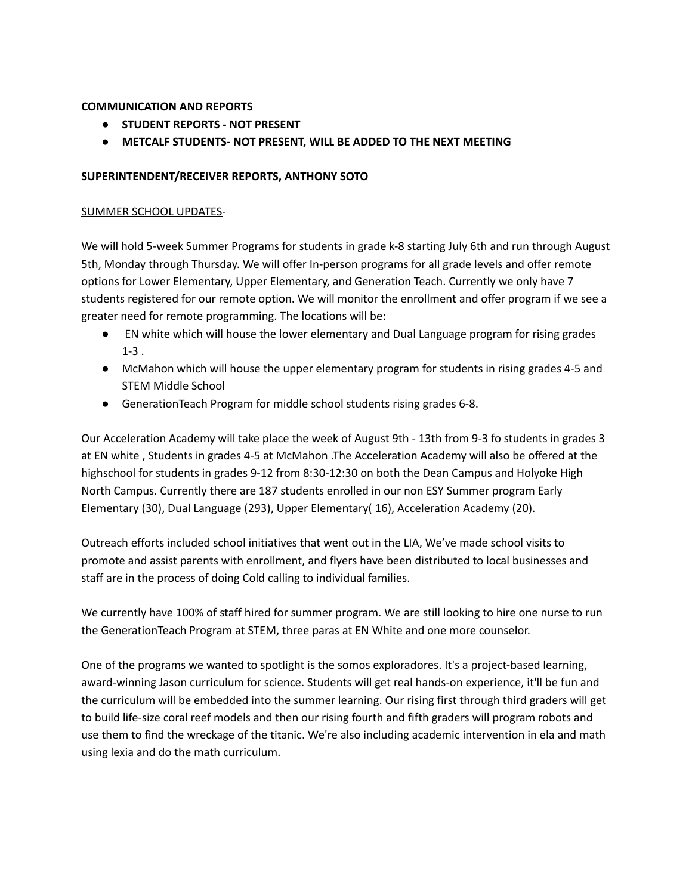**COMMUNICATION AND REPORTS**

- **STUDENT REPORTS - NOT PRESENT**
- **METCALF STUDENTS- NOT PRESENT, WILL BE ADDED TO THE NEXT MEETING**

**SUPERINTENDENT/RECEIVER REPORTS, ANTHONY SOTO**

<u>SUMMER SCHOOL UPDATES</u>-

We will hold 5-week Summer Programs for students in grade k-8 starting July 6th and run through August 5th, Monday through Thursday. We will offer In-person programs for all grade levels and offer remote options for Lower Elementary, Upper Elementary, and Generation Teach. Currently we only have 7 students registered for our remote option. We will monitor the enrollment and offer program if we see a greater need for remote programming. The locations will be:

- EN white which will house the lower elementary and Dual Language program for rising grades 1-3 .
- McMahon which will house the upper elementary program for students in rising grades 4-5 and STEM Middle School
- GenerationTeach Program for middle school students rising grades 6-8.

Our Acceleration Academy will take place the week of August 9th - 13th from 9-3 fo students in grades 3 at EN white , Students in grades 4-5 at McMahon .The Acceleration Academy will also be offered at the highschool for students in grades 9-12 from 8:30-12:30 on both the Dean Campus and Holyoke High North Campus. Currently there are 187 students enrolled in our non ESY Summer program Early Elementary (30), Dual Language (293), Upper Elementary( 16), Acceleration Academy (20).

Outreach efforts included school initiatives that went out in the LIA, We've made school visits to promote and assist parents with enrollment, and flyers have been distributed to local businesses and staff are in the process of doing Cold calling to individual families.

We currently have 100% of staff hired for summer program. We are still looking to hire one nurse to run the GenerationTeach Program at STEM, three paras at EN White and one more counselor.

One of the programs we wanted to spotlight is the somos exploradores. It's a project-based learning, award-winning Jason curriculum for science. Students will get real hands-on experience, it'll be fun and the curriculum will be embedded into the summer learning. Our rising first through third graders will get to build life-size coral reef models and then our rising fourth and fifth graders will program robots and use them to find the wreckage of the titanic. We're also including academic intervention in ela and math using lexia and do the math curriculum.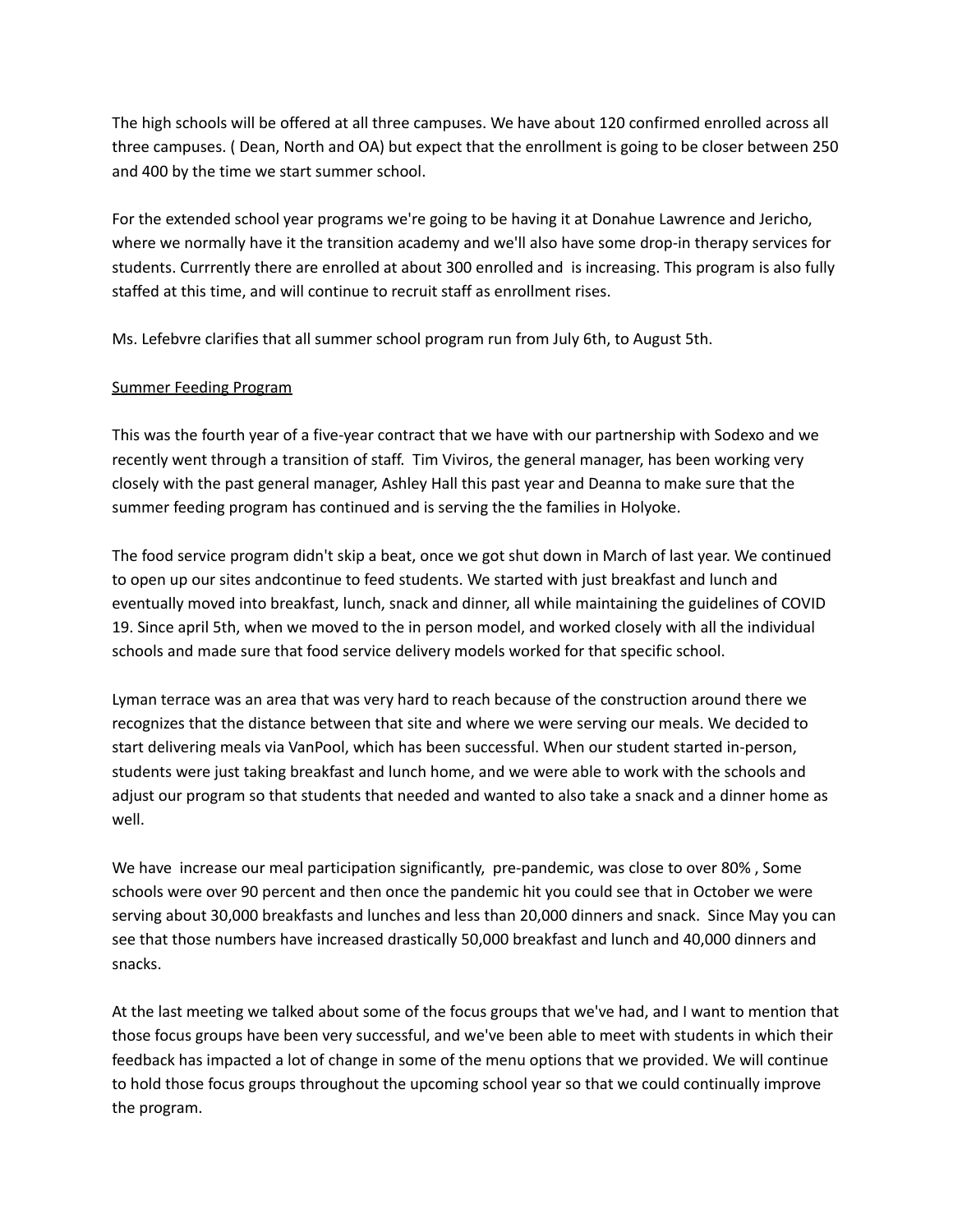The high schools will be offered at all three campuses. We have about 120 confirmed enrolled across all three campuses. ( Dean, North and OA) but expect that the enrollment is going to be closer between 250 and 400 by the time we start summer school.

For the extended school year programs we're going to be having it at Donahue Lawrence and Jericho, where we normally have it the transition academy and we'll also have some drop-in therapy services for students. Currrently there are enrolled at about 300 enrolled and is increasing. This program is also fully staffed at this time, and will continue to recruit staff as enrollment rises.

Ms. Lefebvre clarifies that all summer school program run from July 6th, to August 5th.

<u>Summer Feeding Program</u>

This was the fourth year of a five-year contract that we have with our partnership with Sodexo and we recently went through a transition of staff. Tim Viviros, the general manager, has been working very closely with the past general manager, Ashley Hall this past year and Deanna to make sure that the summer feeding program has continued and is serving the the families in Holyoke.

The food service program didn't skip a beat, once we got shut down in March of last year. We continued to open up our sites andcontinue to feed students. We started with just breakfast and lunch and eventually moved into breakfast, lunch, snack and dinner, all while maintaining the guidelines of COVID 19. Since april 5th, when we moved to the in person model, and worked closely with all the individual schools and made sure that food service delivery models worked for that specific school.

Lyman terrace was an area that was very hard to reach because of the construction around there we recognizes that the distance between that site and where we were serving our meals. We decided to start delivering meals via VanPool, which has been successful. When our student started in-person, students were just taking breakfast and lunch home, and we were able to work with the schools and adjust our program so that students that needed and wanted to also take a snack and a dinner home as well.

We have increase our meal participation significantly, pre-pandemic, was close to over 80% , Some schools were over 90 percent and then once the pandemic hit you could see that in October we were serving about 30,000 breakfasts and lunches and less than 20,000 dinners and snack. Since May you can see that those numbers have increased drastically 50,000 breakfast and lunch and 40,000 dinners and snacks.

At the last meeting we talked about some of the focus groups that we've had, and I want to mention that those focus groups have been very successful, and we've been able to meet with students in which their feedback has impacted a lot of change in some of the menu options that we provided. We will continue to hold those focus groups throughout the upcoming school year so that we could continually improve the program.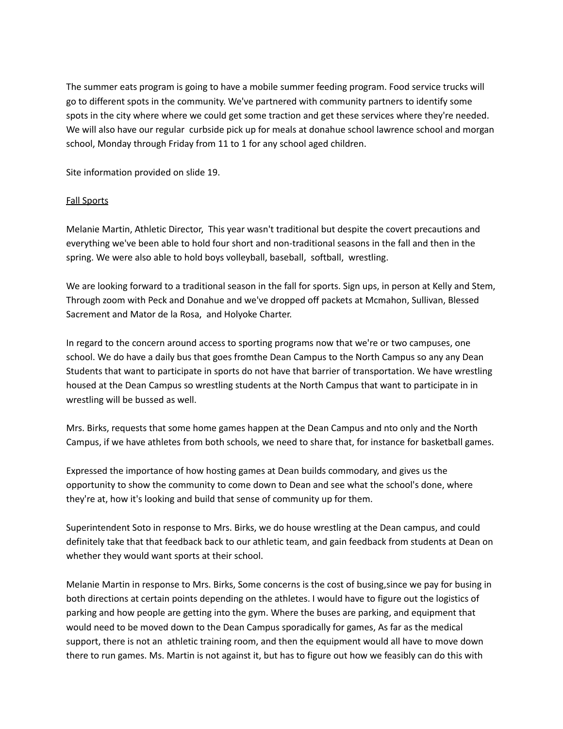The summer eats program is going to have a mobile summer feeding program. Food service trucks will go to different spots in the community. We've partnered with community partners to identify some spots in the city where where we could get some traction and get these services where they're needed. We will also have our regular curbside pick up for meals at donahue school lawrence school and morgan school, Monday through Friday from 11 to 1 for any school aged children.

Site information provided on slide 19.

<u>Fall Sports</u>

Melanie Martin, Athletic Director, This year wasn't traditional but despite the covert precautions and everything we've been able to hold four short and non-traditional seasons in the fall and then in the spring. We were also able to hold boys volleyball, baseball, softball, wrestling.

We are looking forward to a traditional season in the fall for sports. Sign ups, in person at Kelly and Stem, Through zoom with Peck and Donahue and we've dropped off packets at Mcmahon, Sullivan, Blessed Sacrement and Mator de la Rosa, and Holyoke Charter.

In regard to the concern around access to sporting programs now that we're or two campuses, one school. We do have a daily bus that goes fromthe Dean Campus to the North Campus so any any Dean Students that want to participate in sports do not have that barrier of transportation. We have wrestling housed at the Dean Campus so wrestling students at the North Campus that want to participate in in wrestling will be bussed as well.

Mrs. Birks, requests that some home games happen at the Dean Campus and nto only and the North Campus, if we have athletes from both schools, we need to share that, for instance for basketball games.

Expressed the importance of how hosting games at Dean builds commodary, and gives us the opportunity to show the community to come down to Dean and see what the school's done, where they're at, how it's looking and build that sense of community up for them.

Superintendent Soto in response to Mrs. Birks, we do house wrestling at the Dean campus, and could definitely take that that feedback back to our athletic team, and gain feedback from students at Dean on whether they would want sports at their school.

Melanie Martin in response to Mrs. Birks, Some concerns is the cost of busing,since we pay for busing in both directions at certain points depending on the athletes. I would have to figure out the logistics of parking and how people are getting into the gym. Where the buses are parking, and equipment that would need to be moved down to the Dean Campus sporadically for games, As far as the medical support, there is not an athletic training room, and then the equipment would all have to move down there to run games. Ms. Martin is not against it, but has to figure out how we feasibly can do this with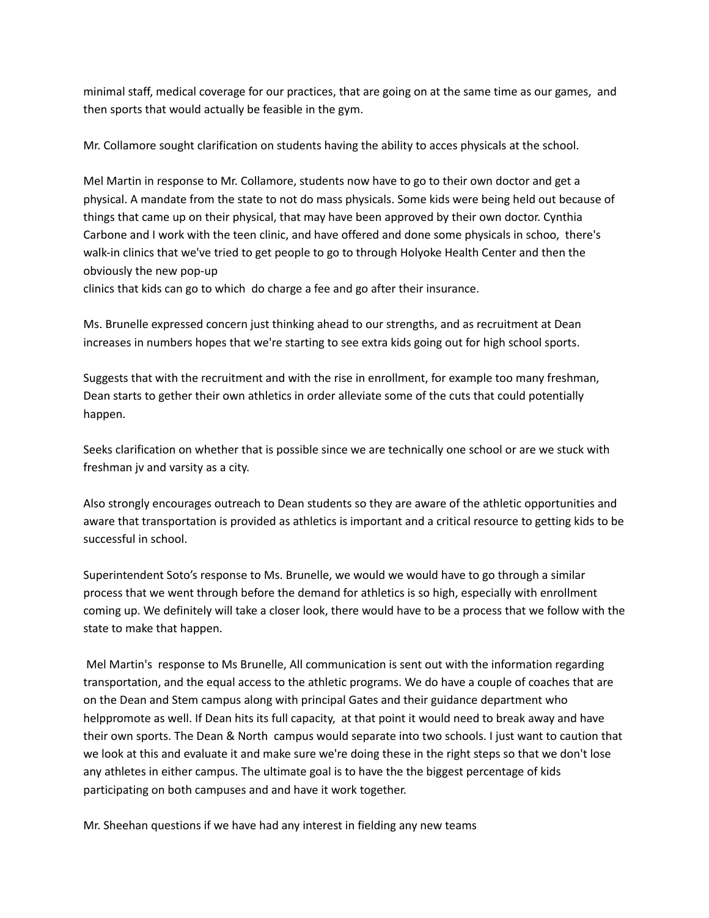minimal staff, medical coverage for our practices, that are going on at the same time as our games, and then sports that would actually be feasible in the gym.

Mr. Collamore sought clarification on students having the ability to acces physicals at the school.

Mel Martin in response to Mr. Collamore, students now have to go to their own doctor and get a physical. A mandate from the state to not do mass physicals. Some kids were being held out because of things that came up on their physical, that may have been approved by their own doctor. Cynthia Carbone and I work with the teen clinic, and have offered and done some physicals in schoo, there's walk-in clinics that we've tried to get people to go to through Holyoke Health Center and then the obviously the new pop-up
clinics that kids can go to which do charge a fee and go after their insurance.

Ms. Brunelle expressed concern just thinking ahead to our strengths, and as recruitment at Dean increases in numbers hopes that we're starting to see extra kids going out for high school sports.

Suggests that with the recruitment and with the rise in enrollment, for example too many freshman, Dean starts to gether their own athletics in order alleviate some of the cuts that could potentially happen.

Seeks clarification on whether that is possible since we are technically one school or are we stuck with freshman jv and varsity as a city.

Also strongly encourages outreach to Dean students so they are aware of the athletic opportunities and aware that transportation is provided as athletics is important and a critical resource to getting kids to be successful in school.

Superintendent Soto's response to Ms. Brunelle, we would we would have to go through a similar process that we went through before the demand for athletics is so high, especially with enrollment coming up. We definitely will take a closer look, there would have to be a process that we follow with the state to make that happen.

Mel Martin's response to Ms Brunelle, All communication is sent out with the information regarding transportation, and the equal access to the athletic programs. We do have a couple of coaches that are on the Dean and Stem campus along with principal Gates and their guidance department who helppromote as well. If Dean hits its full capacity, at that point it would need to break away and have their own sports. The Dean & North campus would separate into two schools. I just want to caution that we look at this and evaluate it and make sure we're doing these in the right steps so that we don't lose any athletes in either campus. The ultimate goal is to have the the biggest percentage of kids participating on both campuses and and have it work together.

Mr. Sheehan questions if we have had any interest in fielding any new teams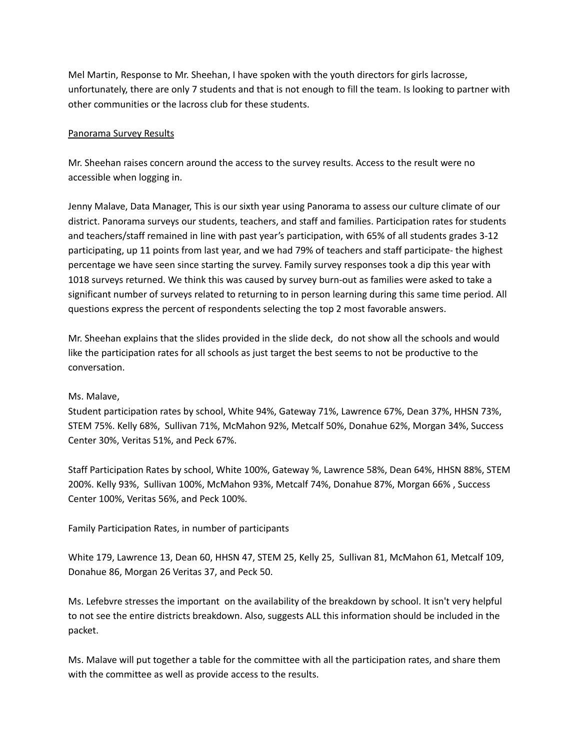Mel Martin, Response to Mr. Sheehan, I have spoken with the youth directors for girls lacrosse, unfortunately, there are only 7 students and that is not enough to fill the team. Is looking to partner with other communities or the lacross club for these students.

Panorama Survey Results

Mr. Sheehan raises concern around the access to the survey results. Access to the result were no accessible when logging in.

Jenny Malave, Data Manager, This is our sixth year using Panorama to assess our culture climate of our district. Panorama surveys our students, teachers, and staff and families. Participation rates for students and teachers/staff remained in line with past year's participation, with 65% of all students grades 3-12 participating, up 11 points from last year, and we had 79% of teachers and staff participate- the highest percentage we have seen since starting the survey. Family survey responses took a dip this year with 1018 surveys returned. We think this was caused by survey burn-out as families were asked to take a significant number of surveys related to returning to in person learning during this same time period. All questions express the percent of respondents selecting the top 2 most favorable answers.

Mr. Sheehan explains that the slides provided in the slide deck, do not show all the schools and would like the participation rates for all schools as just target the best seems to not be productive to the conversation.

Ms. Malave,
Student participation rates by school, White 94%, Gateway 71%, Lawrence 67%, Dean 37%, HHSN 73%, STEM 75%. Kelly 68%, Sullivan 71%, McMahon 92%, Metcalf 50%, Donahue 62%, Morgan 34%, Success Center 30%, Veritas 51%, and Peck 67%.

Staff Participation Rates by school, White 100%, Gateway %, Lawrence 58%, Dean 64%, HHSN 88%, STEM 200%. Kelly 93%, Sullivan 100%, McMahon 93%, Metcalf 74%, Donahue 87%, Morgan 66% , Success Center 100%, Veritas 56%, and Peck 100%.

Family Participation Rates, in number of participants

White 179, Lawrence 13, Dean 60, HHSN 47, STEM 25, Kelly 25, Sullivan 81, McMahon 61, Metcalf 109, Donahue 86, Morgan 26 Veritas 37, and Peck 50.

Ms. Lefebvre stresses the important on the availability of the breakdown by school. It isn't very helpful to not see the entire districts breakdown. Also, suggests ALL this information should be included in the packet.

Ms. Malave will put together a table for the committee with all the participation rates, and share them with the committee as well as provide access to the results.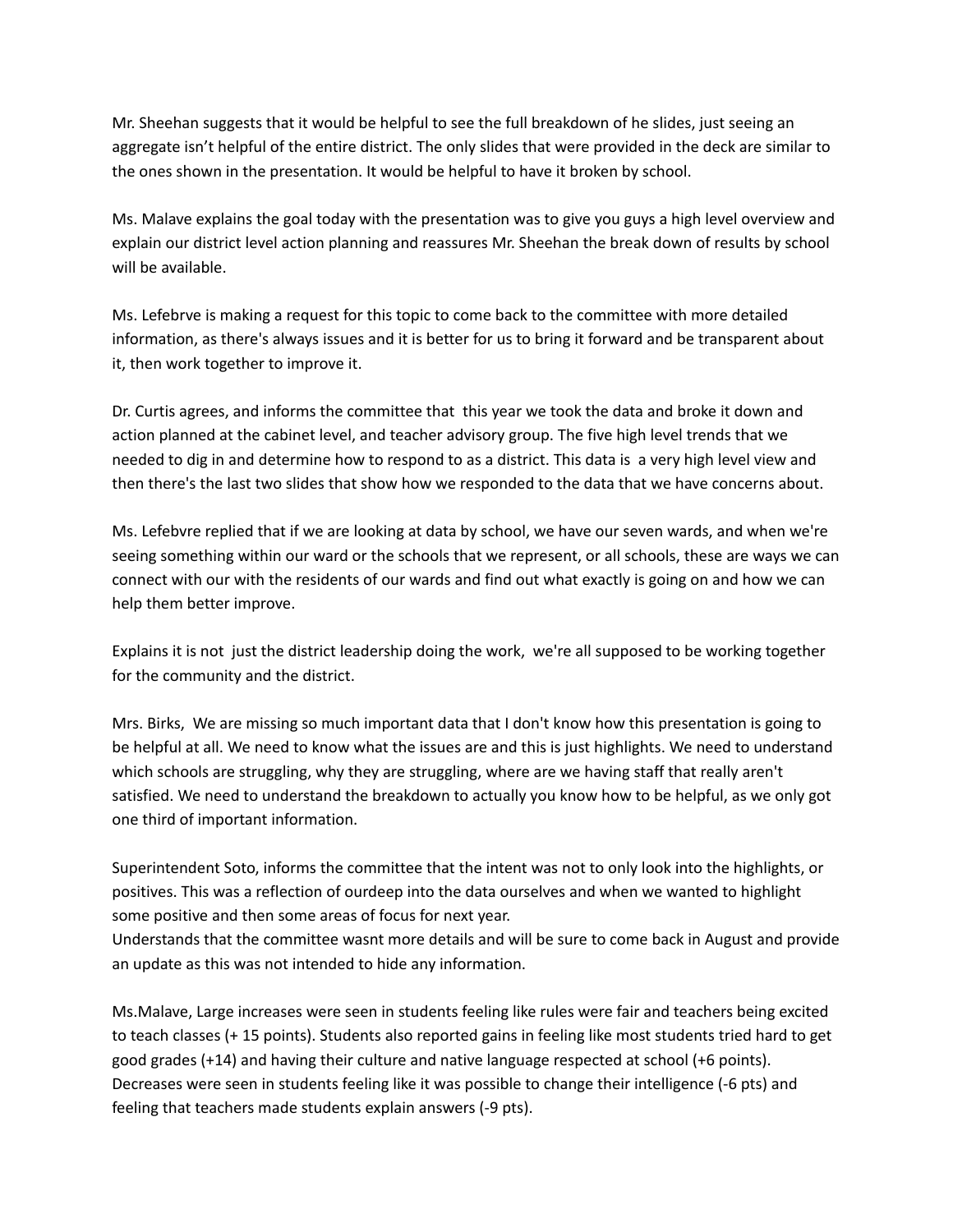Mr. Sheehan suggests that it would be helpful to see the full breakdown of he slides, just seeing an aggregate isn't helpful of the entire district. The only slides that were provided in the deck are similar to the ones shown in the presentation. It would be helpful to have it broken by school.

Ms. Malave explains the goal today with the presentation was to give you guys a high level overview and explain our district level action planning and reassures Mr. Sheehan the break down of results by school will be available.

Ms. Lefebrve is making a request for this topic to come back to the committee with more detailed information, as there's always issues and it is better for us to bring it forward and be transparent about it, then work together to improve it.

Dr. Curtis agrees, and informs the committee that this year we took the data and broke it down and action planned at the cabinet level, and teacher advisory group. The five high level trends that we needed to dig in and determine how to respond to as a district. This data is a very high level view and then there's the last two slides that show how we responded to the data that we have concerns about.

Ms. Lefebvre replied that if we are looking at data by school, we have our seven wards, and when we're seeing something within our ward or the schools that we represent, or all schools, these are ways we can connect with our with the residents of our wards and find out what exactly is going on and how we can help them better improve.

Explains it is not just the district leadership doing the work, we're all supposed to be working together for the community and the district.

Mrs. Birks, We are missing so much important data that I don't know how this presentation is going to be helpful at all. We need to know what the issues are and this is just highlights. We need to understand which schools are struggling, why they are struggling, where are we having staff that really aren't satisfied. We need to understand the breakdown to actually you know how to be helpful, as we only got one third of important information.

Superintendent Soto, informs the committee that the intent was not to only look into the highlights, or positives. This was a reflection of ourdeep into the data ourselves and when we wanted to highlight some positive and then some areas of focus for next year.
Understands that the committee wasnt more details and will be sure to come back in August and provide an update as this was not intended to hide any information.

Ms.Malave, Large increases were seen in students feeling like rules were fair and teachers being excited to teach classes (+ 15 points). Students also reported gains in feeling like most students tried hard to get good grades (+14) and having their culture and native language respected at school (+6 points). Decreases were seen in students feeling like it was possible to change their intelligence (-6 pts) and feeling that teachers made students explain answers (-9 pts).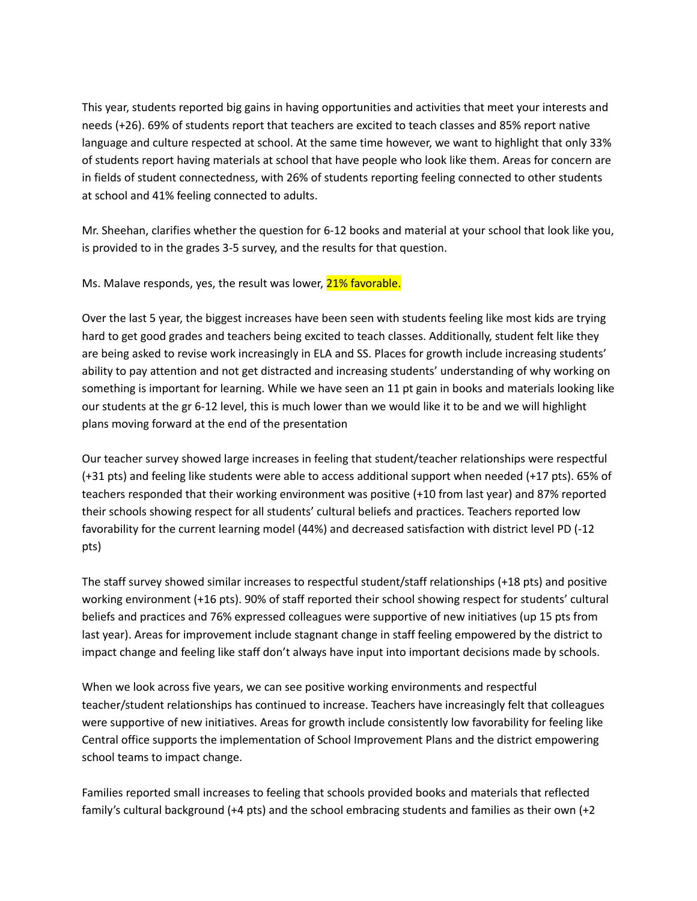This year, students reported big gains in having opportunities and activities that meet your interests and needs (+26). 69% of students report that teachers are excited to teach classes and 85% report native language and culture respected at school. At the same time however, we want to highlight that only 33% of students report having materials at school that have people who look like them. Areas for concern are in fields of student connectedness, with 26% of students reporting feeling connected to other students at school and 41% feeling connected to adults.

Mr. Sheehan, clarifies whether the question for 6-12 books and material at your school that look like you, is provided to in the grades 3-5 survey, and the results for that question.

Ms. Malave responds, yes, the result was lower, 21% favorable.

Over the last 5 year, the biggest increases have been seen with students feeling like most kids are trying hard to get good grades and teachers being excited to teach classes. Additionally, student felt like they are being asked to revise work increasingly in ELA and SS. Places for growth include increasing students' ability to pay attention and not get distracted and increasing students' understanding of why working on something is important for learning. While we have seen an 11 pt gain in books and materials looking like our students at the gr 6-12 level, this is much lower than we would like it to be and we will highlight plans moving forward at the end of the presentation

Our teacher survey showed large increases in feeling that student/teacher relationships were respectful (+31 pts) and feeling like students were able to access additional support when needed (+17 pts). 65% of teachers responded that their working environment was positive (+10 from last year) and 87% reported their schools showing respect for all students' cultural beliefs and practices. Teachers reported low favorability for the current learning model (44%) and decreased satisfaction with district level PD (-12 pts)

The staff survey showed similar increases to respectful student/staff relationships (+18 pts) and positive working environment (+16 pts). 90% of staff reported their school showing respect for students' cultural beliefs and practices and 76% expressed colleagues were supportive of new initiatives (up 15 pts from last year). Areas for improvement include stagnant change in staff feeling empowered by the district to impact change and feeling like staff don't always have input into important decisions made by schools.

When we look across five years, we can see positive working environments and respectful teacher/student relationships has continued to increase. Teachers have increasingly felt that colleagues were supportive of new initiatives. Areas for growth include consistently low favorability for feeling like Central office supports the implementation of School Improvement Plans and the district empowering school teams to impact change.

Families reported small increases to feeling that schools provided books and materials that reflected family's cultural background (+4 pts) and the school embracing students and families as their own (+2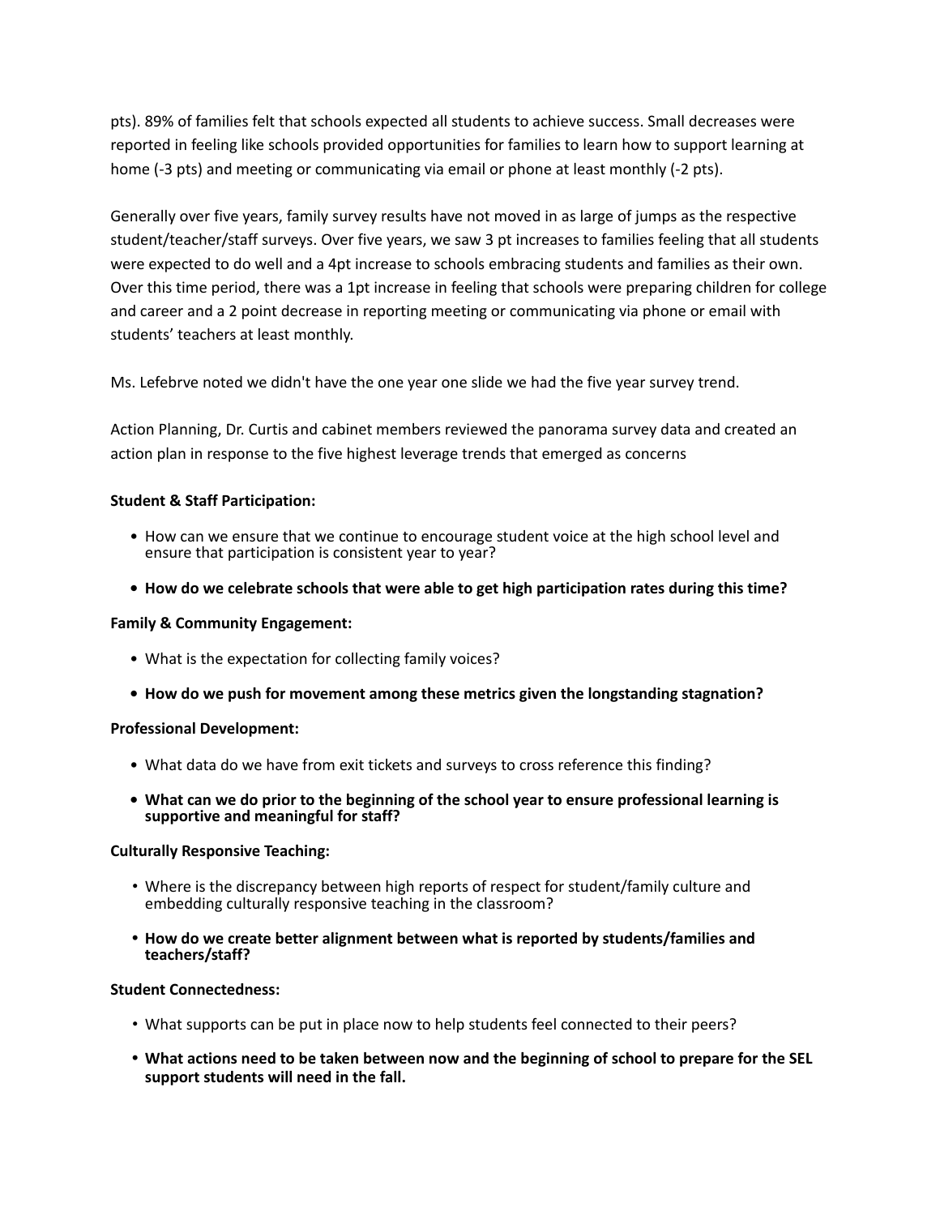pts). 89% of families felt that schools expected all students to achieve success. Small decreases were reported in feeling like schools provided opportunities for families to learn how to support learning at home (-3 pts) and meeting or communicating via email or phone at least monthly (-2 pts).

Generally over five years, family survey results have not moved in as large of jumps as the respective student/teacher/staff surveys. Over five years, we saw 3 pt increases to families feeling that all students were expected to do well and a 4pt increase to schools embracing students and families as their own. Over this time period, there was a 1pt increase in feeling that schools were preparing children for college and career and a 2 point decrease in reporting meeting or communicating via phone or email with students' teachers at least monthly.

Ms. Lefebrve noted we didn't have the one year one slide we had the five year survey trend.

Action Planning, Dr. Curtis and cabinet members reviewed the panorama survey data and created an action plan in response to the five highest leverage trends that emerged as concerns

**Student & Staff Participation:**

- How can we ensure that we continue to encourage student voice at the high school level and ensure that participation is consistent year to year?
- **How do we celebrate schools that were able to get high participation rates during this time?**

**Family & Community Engagement:**

- What is the expectation for collecting family voices?
- **How do we push for movement among these metrics given the longstanding stagnation?**

**Professional Development:**

- What data do we have from exit tickets and surveys to cross reference this finding?
- **What can we do prior to the beginning of the school year to ensure professional learning is supportive and meaningful for staff?**

**Culturally Responsive Teaching:**

- Where is the discrepancy between high reports of respect for student/family culture and embedding culturally responsive teaching in the classroom?
- **How do we create better alignment between what is reported by students/families and teachers/staff?**

**Student Connectedness:**

- What supports can be put in place now to help students feel connected to their peers?
- **What actions need to be taken between now and the beginning of school to prepare for the SEL support students will need in the fall.**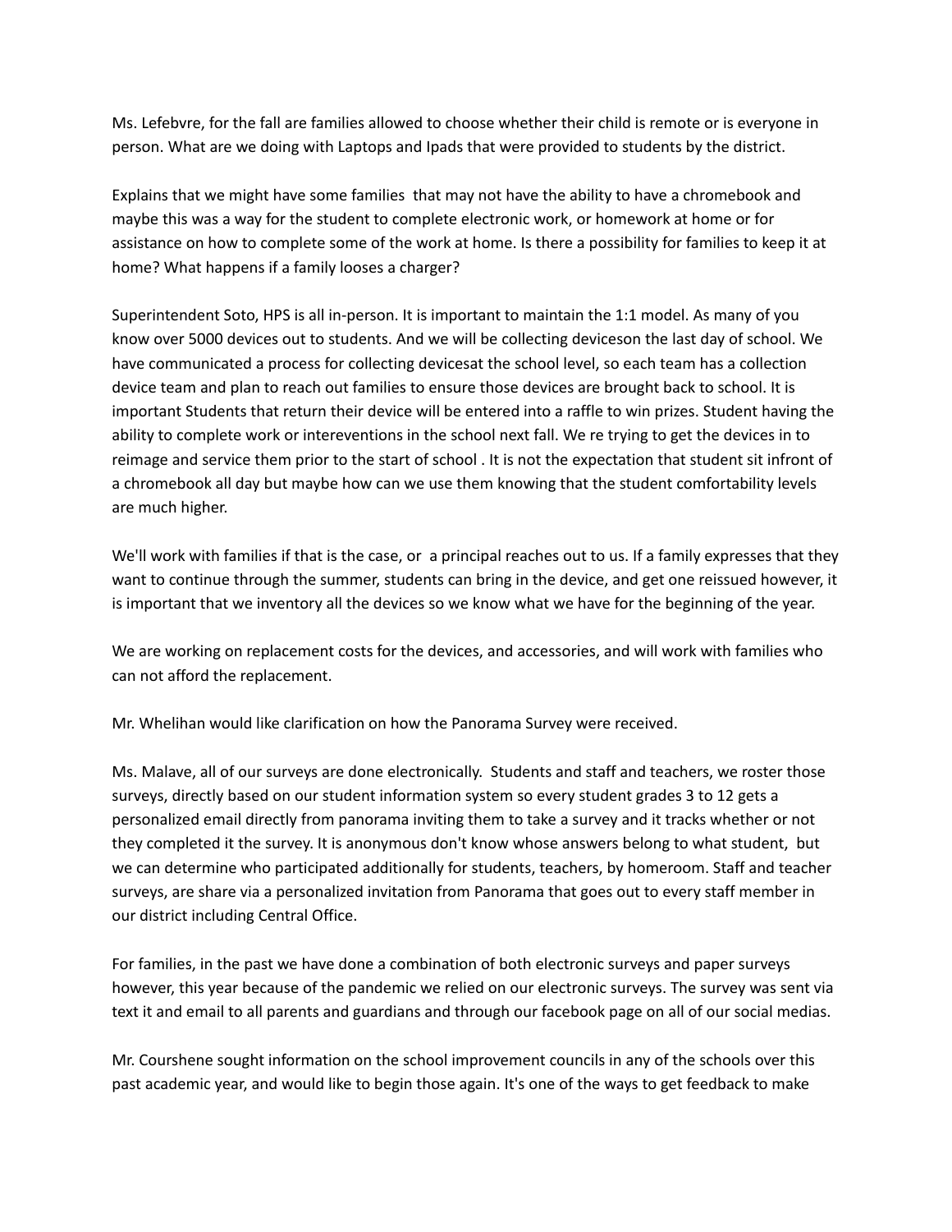Ms. Lefebvre, for the fall are families allowed to choose whether their child is remote or is everyone in person. What are we doing with Laptops and Ipads that were provided to students by the district.

Explains that we might have some families  that may not have the ability to have a chromebook and maybe this was a way for the student to complete electronic work, or homework at home or for assistance on how to complete some of the work at home. Is there a possibility for families to keep it at home? What happens if a family looses a charger?

Superintendent Soto, HPS is all in-person. It is important to maintain the 1:1 model. As many of you know over 5000 devices out to students. And we will be collecting deviceson the last day of school. We have communicated a process for collecting devicesat the school level, so each team has a collection device team and plan to reach out families to ensure those devices are brought back to school. It is important Students that return their device will be entered into a raffle to win prizes. Student having the ability to complete work or intereventions in the school next fall. We re trying to get the devices in to reimage and service them prior to the start of school . It is not the expectation that student sit infront of a chromebook all day but maybe how can we use them knowing that the student comfortability levels are much higher.

We'll work with families if that is the case, or  a principal reaches out to us. If a family expresses that they want to continue through the summer, students can bring in the device, and get one reissued however, it is important that we inventory all the devices so we know what we have for the beginning of the year.

We are working on replacement costs for the devices, and accessories, and will work with families who can not afford the replacement.

Mr. Whelihan would like clarification on how the Panorama Survey were received.

Ms. Malave, all of our surveys are done electronically.  Students and staff and teachers, we roster those surveys, directly based on our student information system so every student grades 3 to 12 gets a personalized email directly from panorama inviting them to take a survey and it tracks whether or not they completed it the survey. It is anonymous don't know whose answers belong to what student,  but we can determine who participated additionally for students, teachers, by homeroom. Staff and teacher surveys, are share via a personalized invitation from Panorama that goes out to every staff member in our district including Central Office.

For families, in the past we have done a combination of both electronic surveys and paper surveys however, this year because of the pandemic we relied on our electronic surveys. The survey was sent via text it and email to all parents and guardians and through our facebook page on all of our social medias.

Mr. Courshene sought information on the school improvement councils in any of the schools over this past academic year, and would like to begin those again. It's one of the ways to get feedback to make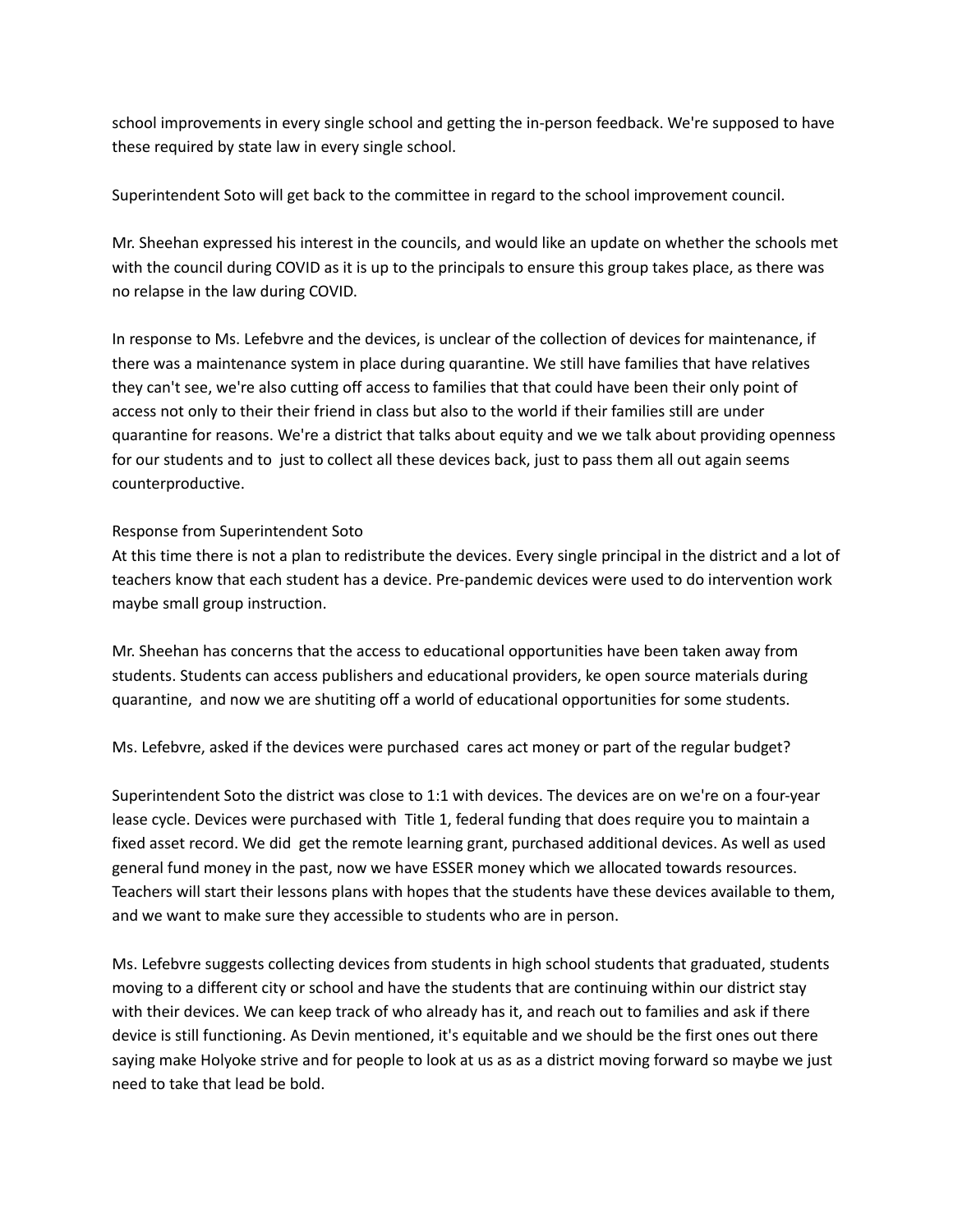school improvements in every single school and getting the in-person feedback. We're supposed to have these required by state law in every single school.

Superintendent Soto will get back to the committee in regard to the school improvement council.

Mr. Sheehan expressed his interest in the councils, and would like an update on whether the schools met with the council during COVID as it is up to the principals to ensure this group takes place, as there was no relapse in the law during COVID.

In response to Ms. Lefebvre and the devices, is unclear of the collection of devices for maintenance, if there was a maintenance system in place during quarantine. We still have families that have relatives they can't see, we're also cutting off access to families that that could have been their only point of access not only to their their friend in class but also to the world if their families still are under quarantine for reasons. We're a district that talks about equity and we we talk about providing openness for our students and to just to collect all these devices back, just to pass them all out again seems counterproductive.

Response from Superintendent Soto
At this time there is not a plan to redistribute the devices. Every single principal in the district and a lot of teachers know that each student has a device. Pre-pandemic devices were used to do intervention work maybe small group instruction.

Mr. Sheehan has concerns that the access to educational opportunities have been taken away from students. Students can access publishers and educational providers, ke open source materials during quarantine, and now we are shutiting off a world of educational opportunities for some students.

Ms. Lefebvre, asked if the devices were purchased cares act money or part of the regular budget?

Superintendent Soto the district was close to 1:1 with devices. The devices are on we're on a four-year lease cycle. Devices were purchased with Title 1, federal funding that does require you to maintain a fixed asset record. We did get the remote learning grant, purchased additional devices. As well as used general fund money in the past, now we have ESSER money which we allocated towards resources. Teachers will start their lessons plans with hopes that the students have these devices available to them, and we want to make sure they accessible to students who are in person.

Ms. Lefebvre suggests collecting devices from students in high school students that graduated, students moving to a different city or school and have the students that are continuing within our district stay with their devices. We can keep track of who already has it, and reach out to families and ask if there device is still functioning. As Devin mentioned, it's equitable and we should be the first ones out there saying make Holyoke strive and for people to look at us as as a district moving forward so maybe we just need to take that lead be bold.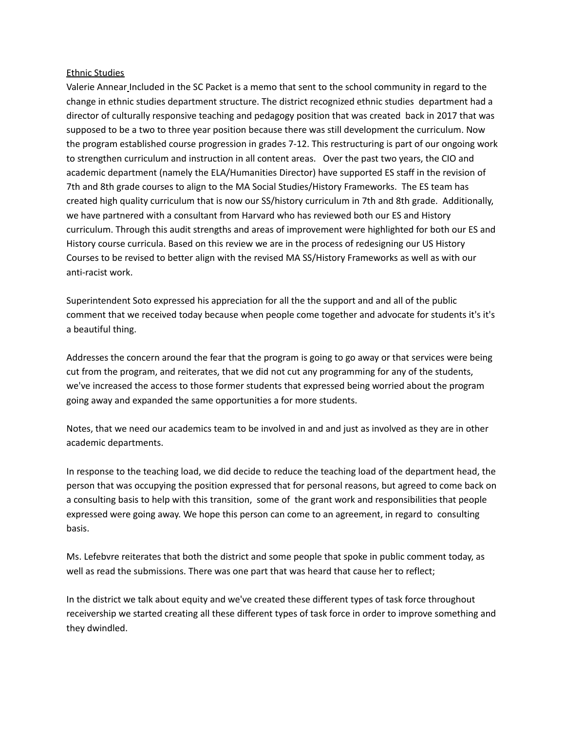Ethnic Studies

Valerie Annear Included in the SC Packet is a memo that sent to the school community in regard to the change in ethnic studies department structure. The district recognized ethnic studies department had a director of culturally responsive teaching and pedagogy position that was created back in 2017 that was supposed to be a two to three year position because there was still development the curriculum. Now the program established course progression in grades 7-12. This restructuring is part of our ongoing work to strengthen curriculum and instruction in all content areas. Over the past two years, the CIO and academic department (namely the ELA/Humanities Director) have supported ES staff in the revision of 7th and 8th grade courses to align to the MA Social Studies/History Frameworks. The ES team has created high quality curriculum that is now our SS/history curriculum in 7th and 8th grade. Additionally, we have partnered with a consultant from Harvard who has reviewed both our ES and History curriculum. Through this audit strengths and areas of improvement were highlighted for both our ES and History course curricula. Based on this review we are in the process of redesigning our US History Courses to be revised to better align with the revised MA SS/History Frameworks as well as with our anti-racist work.

Superintendent Soto expressed his appreciation for all the the support and and all of the public comment that we received today because when people come together and advocate for students it's it's a beautiful thing.

Addresses the concern around the fear that the program is going to go away or that services were being cut from the program, and reiterates, that we did not cut any programming for any of the students, we've increased the access to those former students that expressed being worried about the program going away and expanded the same opportunities a for more students.

Notes, that we need our academics team to be involved in and and just as involved as they are in other academic departments.

In response to the teaching load, we did decide to reduce the teaching load of the department head, the person that was occupying the position expressed that for personal reasons, but agreed to come back on a consulting basis to help with this transition, some of the grant work and responsibilities that people expressed were going away. We hope this person can come to an agreement, in regard to consulting basis.

Ms. Lefebvre reiterates that both the district and some people that spoke in public comment today, as well as read the submissions. There was one part that was heard that cause her to reflect;

In the district we talk about equity and we've created these different types of task force throughout receivership we started creating all these different types of task force in order to improve something and they dwindled.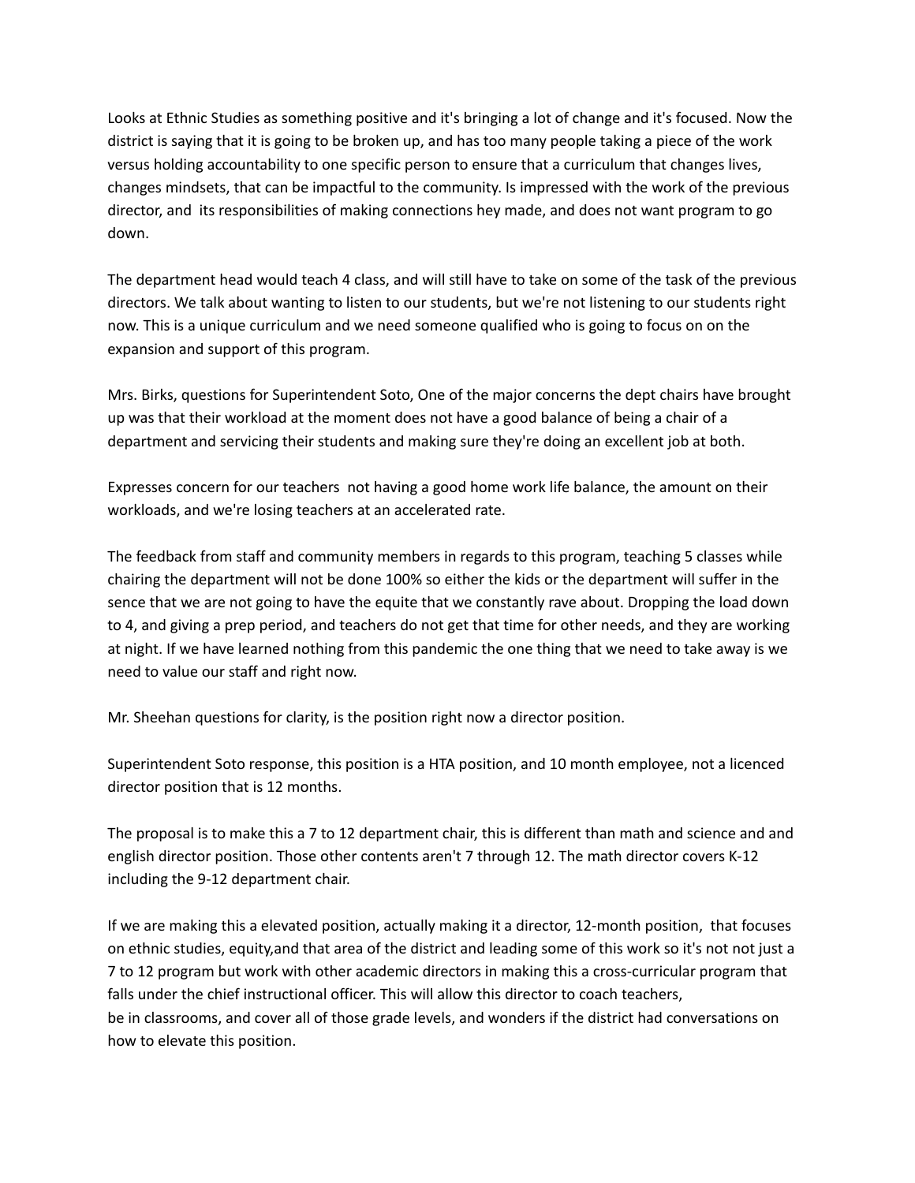Looks at Ethnic Studies as something positive and it's bringing a lot of change and it's focused. Now the district is saying that it is going to be broken up, and has too many people taking a piece of the work versus holding accountability to one specific person to ensure that a curriculum that changes lives, changes mindsets, that can be impactful to the community. Is impressed with the work of the previous director, and its responsibilities of making connections hey made, and does not want program to go down.

The department head would teach 4 class, and will still have to take on some of the task of the previous directors. We talk about wanting to listen to our students, but we're not listening to our students right now. This is a unique curriculum and we need someone qualified who is going to focus on on the expansion and support of this program.

Mrs. Birks, questions for Superintendent Soto, One of the major concerns the dept chairs have brought up was that their workload at the moment does not have a good balance of being a chair of a department and servicing their students and making sure they're doing an excellent job at both.

Expresses concern for our teachers not having a good home work life balance, the amount on their workloads, and we're losing teachers at an accelerated rate.

The feedback from staff and community members in regards to this program, teaching 5 classes while chairing the department will not be done 100% so either the kids or the department will suffer in the sence that we are not going to have the equite that we constantly rave about. Dropping the load down to 4, and giving a prep period, and teachers do not get that time for other needs, and they are working at night. If we have learned nothing from this pandemic the one thing that we need to take away is we need to value our staff and right now.

Mr. Sheehan questions for clarity, is the position right now a director position.

Superintendent Soto response, this position is a HTA position, and 10 month employee, not a licenced director position that is 12 months.

The proposal is to make this a 7 to 12 department chair, this is different than math and science and and english director position. Those other contents aren't 7 through 12. The math director covers K-12 including the 9-12 department chair.

If we are making this a elevated position, actually making it a director, 12-month position, that focuses on ethnic studies, equity,and that area of the district and leading some of this work so it's not not just a 7 to 12 program but work with other academic directors in making this a cross-curricular program that falls under the chief instructional officer. This will allow this director to coach teachers, be in classrooms, and cover all of those grade levels, and wonders if the district had conversations on how to elevate this position.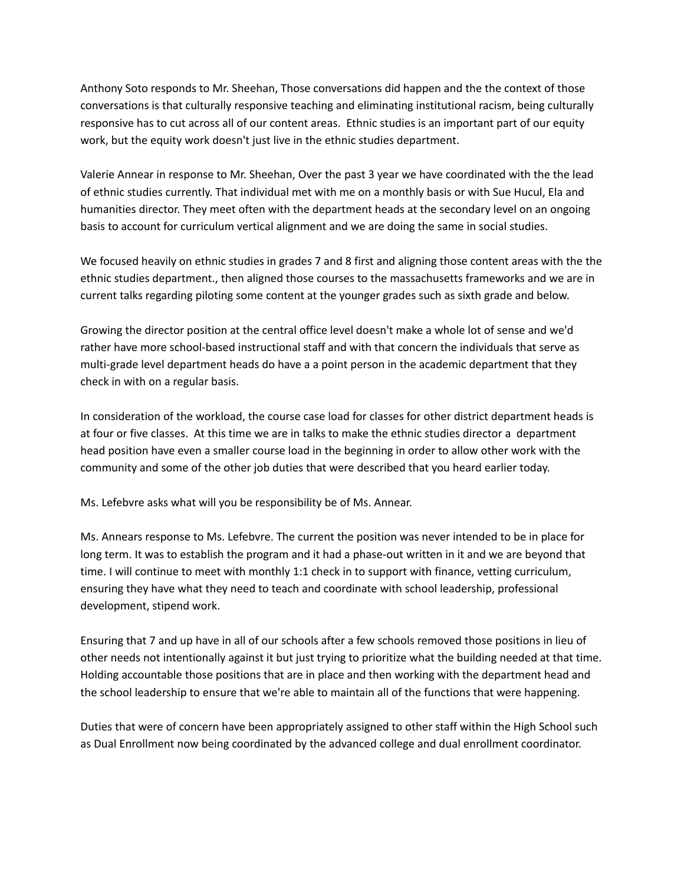Anthony Soto responds to Mr. Sheehan, Those conversations did happen and the the context of those conversations is that culturally responsive teaching and eliminating institutional racism, being culturally responsive has to cut across all of our content areas.  Ethnic studies is an important part of our equity work, but the equity work doesn't just live in the ethnic studies department.

Valerie Annear in response to Mr. Sheehan, Over the past 3 year we have coordinated with the the lead of ethnic studies currently. That individual met with me on a monthly basis or with Sue Hucul, Ela and humanities director. They meet often with the department heads at the secondary level on an ongoing basis to account for curriculum vertical alignment and we are doing the same in social studies.

We focused heavily on ethnic studies in grades 7 and 8 first and aligning those content areas with the the ethnic studies department., then aligned those courses to the massachusetts frameworks and we are in current talks regarding piloting some content at the younger grades such as sixth grade and below.

Growing the director position at the central office level doesn't make a whole lot of sense and we'd rather have more school-based instructional staff and with that concern the individuals that serve as multi-grade level department heads do have a a point person in the academic department that they check in with on a regular basis.

In consideration of the workload, the course case load for classes for other district department heads is at four or five classes.  At this time we are in talks to make the ethnic studies director a  department head position have even a smaller course load in the beginning in order to allow other work with the community and some of the other job duties that were described that you heard earlier today.

Ms. Lefebvre asks what will you be responsibility be of Ms. Annear.

Ms. Annears response to Ms. Lefebvre. The current the position was never intended to be in place for long term. It was to establish the program and it had a phase-out written in it and we are beyond that time. I will continue to meet with monthly 1:1 check in to support with finance, vetting curriculum, ensuring they have what they need to teach and coordinate with school leadership, professional development, stipend work.

Ensuring that 7 and up have in all of our schools after a few schools removed those positions in lieu of other needs not intentionally against it but just trying to prioritize what the building needed at that time. Holding accountable those positions that are in place and then working with the department head and the school leadership to ensure that we're able to maintain all of the functions that were happening.

Duties that were of concern have been appropriately assigned to other staff within the High School such as Dual Enrollment now being coordinated by the advanced college and dual enrollment coordinator.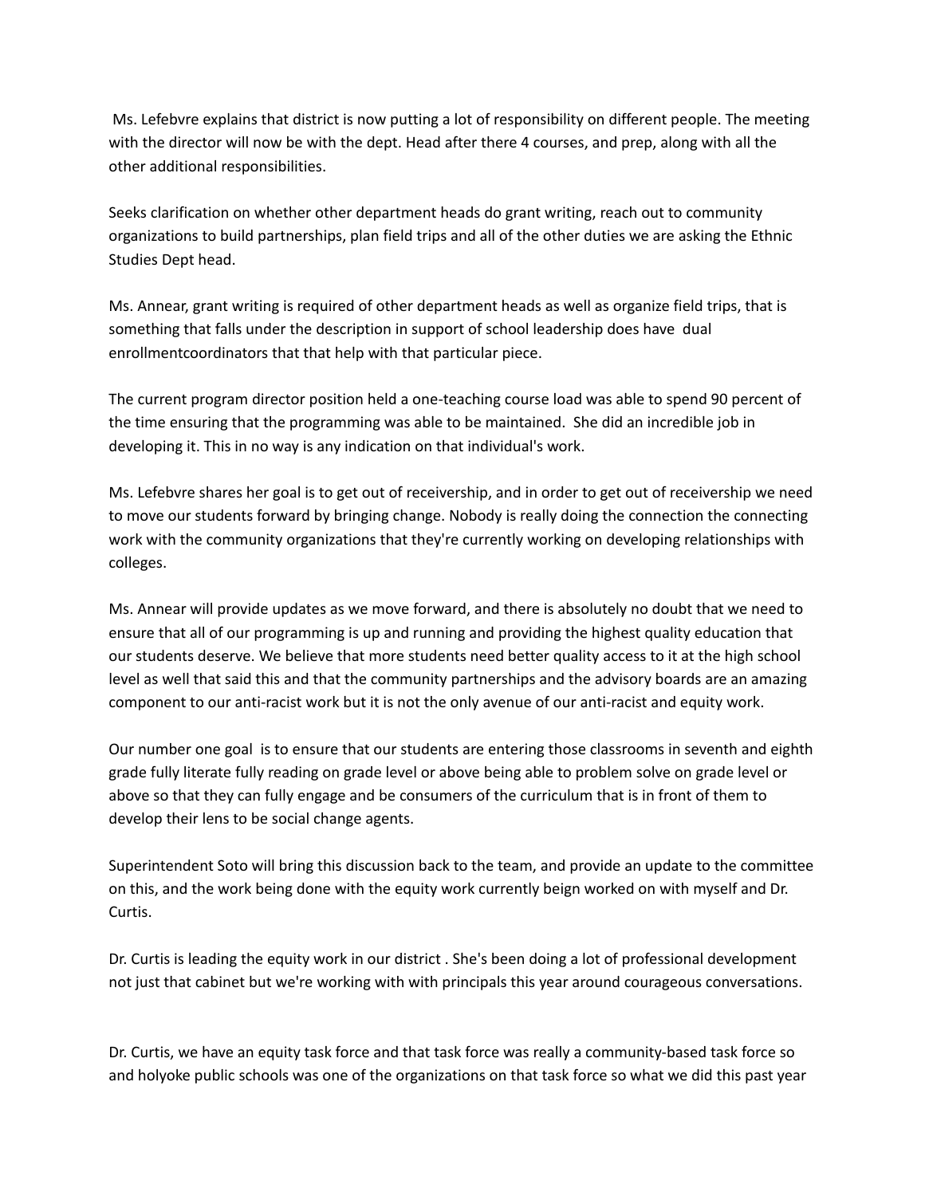Ms. Lefebvre explains that district is now putting a lot of responsibility on different people. The meeting with the director will now be with the dept. Head after there 4 courses, and prep, along with all the other additional responsibilities.

Seeks clarification on whether other department heads do grant writing, reach out to community organizations to build partnerships, plan field trips and all of the other duties we are asking the Ethnic Studies Dept head.

Ms. Annear, grant writing is required of other department heads as well as organize field trips, that is something that falls under the description in support of school leadership does have dual enrollmentcoordinators that that help with that particular piece.

The current program director position held a one-teaching course load was able to spend 90 percent of the time ensuring that the programming was able to be maintained. She did an incredible job in developing it. This in no way is any indication on that individual's work.

Ms. Lefebvre shares her goal is to get out of receivership, and in order to get out of receivership we need to move our students forward by bringing change. Nobody is really doing the connection the connecting work with the community organizations that they're currently working on developing relationships with colleges.

Ms. Annear will provide updates as we move forward, and there is absolutely no doubt that we need to ensure that all of our programming is up and running and providing the highest quality education that our students deserve. We believe that more students need better quality access to it at the high school level as well that said this and that the community partnerships and the advisory boards are an amazing component to our anti-racist work but it is not the only avenue of our anti-racist and equity work.

Our number one goal is to ensure that our students are entering those classrooms in seventh and eighth grade fully literate fully reading on grade level or above being able to problem solve on grade level or above so that they can fully engage and be consumers of the curriculum that is in front of them to develop their lens to be social change agents.

Superintendent Soto will bring this discussion back to the team, and provide an update to the committee on this, and the work being done with the equity work currently beign worked on with myself and Dr. Curtis.

Dr. Curtis is leading the equity work in our district . She's been doing a lot of professional development not just that cabinet but we're working with with principals this year around courageous conversations.

Dr. Curtis, we have an equity task force and that task force was really a community-based task force so and holyoke public schools was one of the organizations on that task force so what we did this past year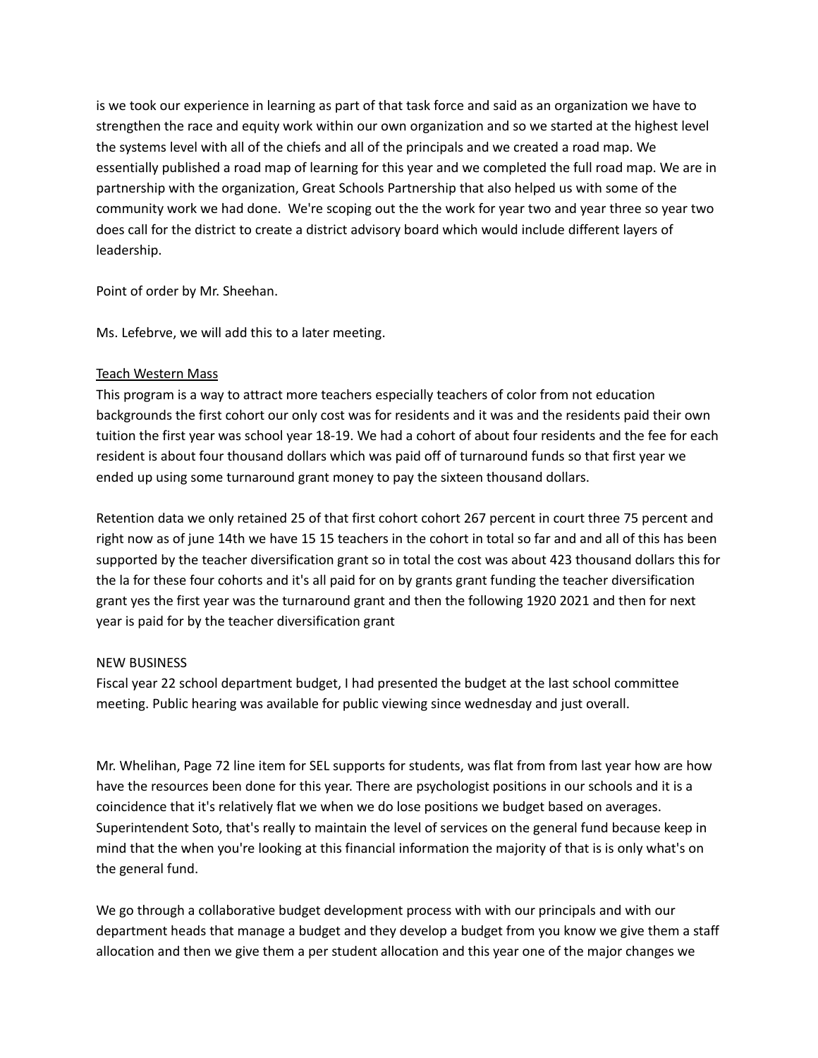is we took our experience in learning as part of that task force and said as an organization we have to strengthen the race and equity work within our own organization and so we started at the highest level the systems level with all of the chiefs and all of the principals and we created a road map. We essentially published a road map of learning for this year and we completed the full road map. We are in partnership with the organization, Great Schools Partnership that also helped us with some of the community work we had done.  We're scoping out the the work for year two and year three so year two does call for the district to create a district advisory board which would include different layers of leadership.

Point of order by Mr. Sheehan.

Ms. Lefebrve, we will add this to a later meeting.

<u>Teach Western Mass</u>

This program is a way to attract more teachers especially teachers of color from not education backgrounds the first cohort our only cost was for residents and it was and the residents paid their own tuition the first year was school year 18-19. We had a cohort of about four residents and the fee for each resident is about four thousand dollars which was paid off of turnaround funds so that first year we ended up using some turnaround grant money to pay the sixteen thousand dollars.

Retention data we only retained 25 of that first cohort cohort 267 percent in court three 75 percent and right now as of june 14th we have 15 15 teachers in the cohort in total so far and and all of this has been supported by the teacher diversification grant so in total the cost was about 423 thousand dollars this for the la for these four cohorts and it's all paid for on by grants grant funding the teacher diversification grant yes the first year was the turnaround grant and then the following 1920 2021 and then for next year is paid for by the teacher diversification grant

NEW BUSINESS

Fiscal year 22 school department budget, I had presented the budget at the last school committee meeting. Public hearing was available for public viewing since wednesday and just overall.

Mr. Whelihan, Page 72 line item for SEL supports for students, was flat from from last year how are how have the resources been done for this year. There are psychologist positions in our schools and it is a coincidence that it's relatively flat we when we do lose positions we budget based on averages. Superintendent Soto, that's really to maintain the level of services on the general fund because keep in mind that the when you're looking at this financial information the majority of that is is only what's on the general fund.

We go through a collaborative budget development process with with our principals and with our department heads that manage a budget and they develop a budget from you know we give them a staff allocation and then we give them a per student allocation and this year one of the major changes we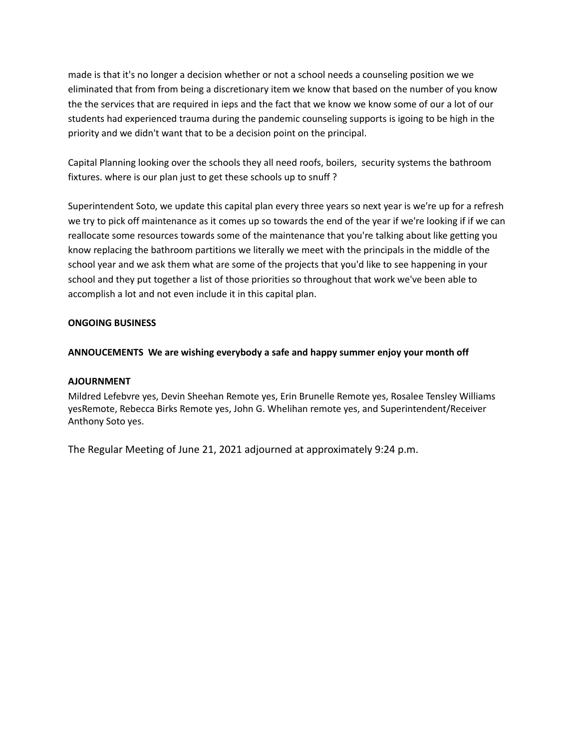made is that it's no longer a decision whether or not a school needs a counseling position we we eliminated that from from being a discretionary item we know that based on the number of you know the the services that are required in ieps and the fact that we know we know some of our a lot of our students had experienced trauma during the pandemic counseling supports is igoing to be high in the priority and we didn't want that to be a decision point on the principal.

Capital Planning looking over the schools they all need roofs, boilers, security systems the bathroom fixtures. where is our plan just to get these schools up to snuff ?

Superintendent Soto, we update this capital plan every three years so next year is we're up for a refresh we try to pick off maintenance as it comes up so towards the end of the year if we're looking if if we can reallocate some resources towards some of the maintenance that you're talking about like getting you know replacing the bathroom partitions we literally we meet with the principals in the middle of the school year and we ask them what are some of the projects that you'd like to see happening in your school and they put together a list of those priorities so throughout that work we've been able to accomplish a lot and not even include it in this capital plan.

**ONGOING BUSINESS**

**ANNOUCEMENTS We are wishing everybody a safe and happy summer enjoy your month off**

**AJOURNMENT**

Mildred Lefebvre yes, Devin Sheehan Remote yes, Erin Brunelle Remote yes, Rosalee Tensley Williams yesRemote, Rebecca Birks Remote yes, John G. Whelihan remote yes, and Superintendent/Receiver Anthony Soto yes.

The Regular Meeting of June 21, 2021 adjourned at approximately 9:24 p.m.